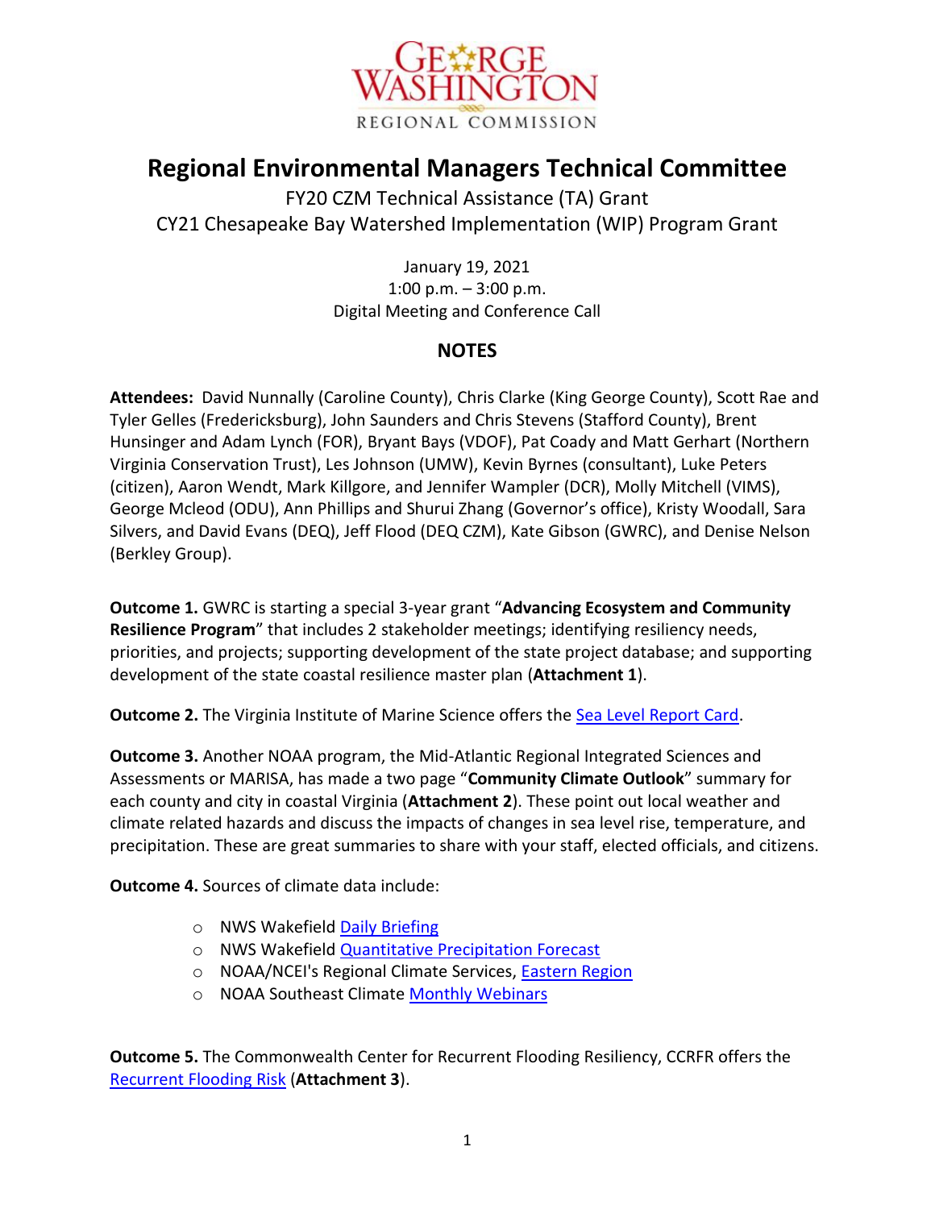GEORGE WASHINGTON
REGIONAL COMMISSION

# Regional Environmental Managers Technical Committee

FY20 CZM Technical Assistance (TA) Grant
CY21 Chesapeake Bay Watershed Implementation (WIP) Program Grant

January 19, 2021
1:00 p.m. – 3:00 p.m.
Digital Meeting and Conference Call

## NOTES

**Attendees:** David Nunnally (Caroline County), Chris Clarke (King George County), Scott Rae and Tyler Gelles (Fredericksburg), John Saunders and Chris Stevens (Stafford County), Brent Hunsinger and Adam Lynch (FOR), Bryant Bays (VDOF), Pat Coady and Matt Gerhart (Northern Virginia Conservation Trust), Les Johnson (UMW), Kevin Byrnes (consultant), Luke Peters (citizen), Aaron Wendt, Mark Killgore, and Jennifer Wampler (DCR), Molly Mitchell (VIMS), George Mcleod (ODU), Ann Phillips and Shurui Zhang (Governor's office), Kristy Woodall, Sara Silvers, and David Evans (DEQ), Jeff Flood (DEQ CZM), Kate Gibson (GWRC), and Denise Nelson (Berkley Group).

**Outcome 1.** GWRC is starting a special 3-year grant "**Advancing Ecosystem and Community Resilience Program**" that includes 2 stakeholder meetings; identifying resiliency needs, priorities, and projects; supporting development of the state project database; and supporting development of the state coastal resilience master plan (**Attachment 1**).

**Outcome 2.** The Virginia Institute of Marine Science offers the Sea Level Report Card.

**Outcome 3.** Another NOAA program, the Mid-Atlantic Regional Integrated Sciences and Assessments or MARISA, has made a two page "**Community Climate Outlook**" summary for each county and city in coastal Virginia (**Attachment 2**). These point out local weather and climate related hazards and discuss the impacts of changes in sea level rise, temperature, and precipitation. These are great summaries to share with your staff, elected officials, and citizens.

**Outcome 4.** Sources of climate data include:

- NWS Wakefield Daily Briefing
- NWS Wakefield Quantitative Precipitation Forecast
- NOAA/NCEI's Regional Climate Services, Eastern Region
- NOAA Southeast Climate Monthly Webinars

**Outcome 5.** The Commonwealth Center for Recurrent Flooding Resiliency, CCRFR offers the Recurrent Flooding Risk (**Attachment 3**).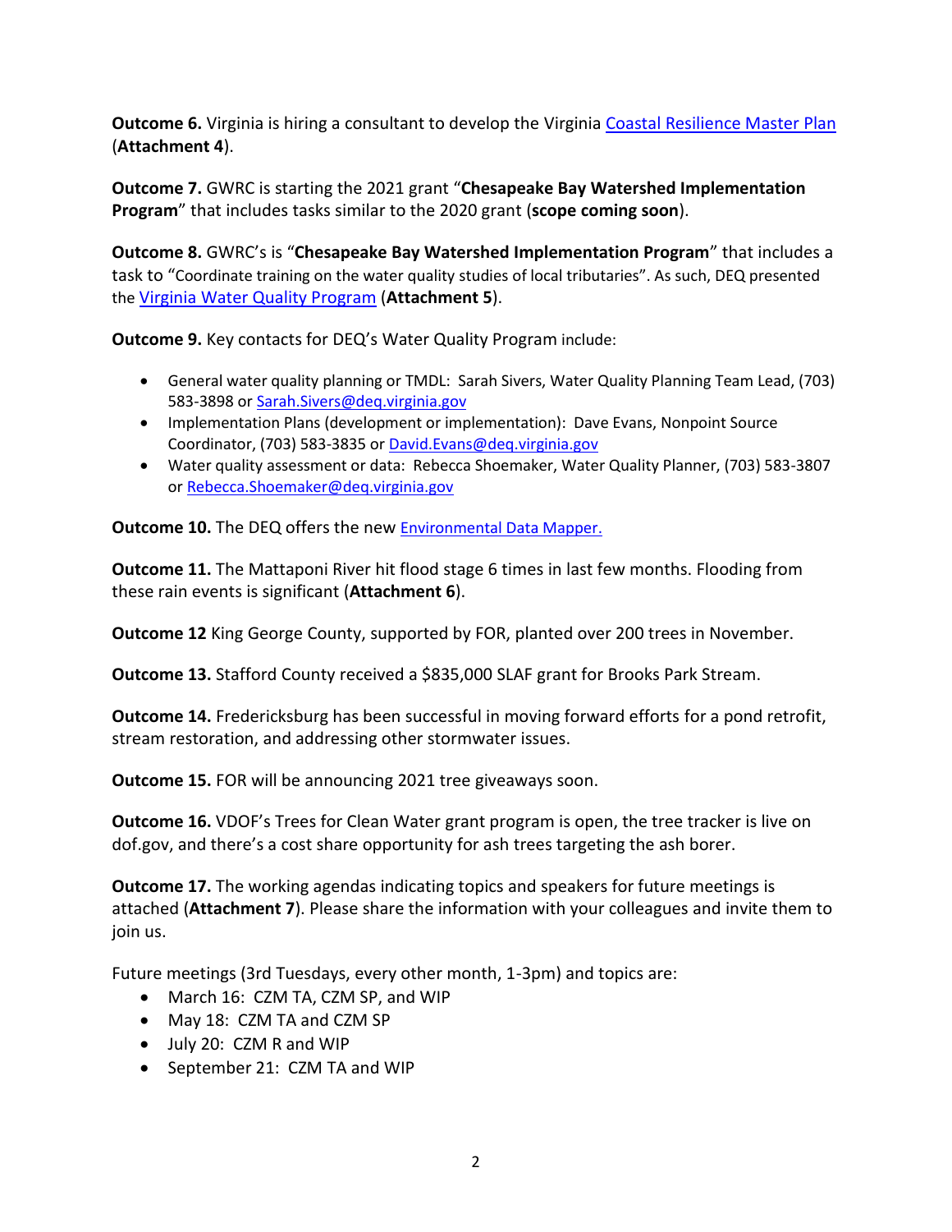**Outcome 6.** Virginia is hiring a consultant to develop the Virginia Coastal Resilience Master Plan (**Attachment 4**).

**Outcome 7.** GWRC is starting the 2021 grant "**Chesapeake Bay Watershed Implementation Program**" that includes tasks similar to the 2020 grant (**scope coming soon**).

**Outcome 8.** GWRC's is "**Chesapeake Bay Watershed Implementation Program**" that includes a task to "Coordinate training on the water quality studies of local tributaries". As such, DEQ presented the Virginia Water Quality Program (**Attachment 5**).

**Outcome 9.** Key contacts for DEQ's Water Quality Program include:

- General water quality planning or TMDL: Sarah Sivers, Water Quality Planning Team Lead, (703) 583-3898 or Sarah.Sivers@deq.virginia.gov
- Implementation Plans (development or implementation): Dave Evans, Nonpoint Source Coordinator, (703) 583-3835 or David.Evans@deq.virginia.gov
- Water quality assessment or data: Rebecca Shoemaker, Water Quality Planner, (703) 583-3807 or Rebecca.Shoemaker@deq.virginia.gov

**Outcome 10.** The DEQ offers the new Environmental Data Mapper.

**Outcome 11.** The Mattaponi River hit flood stage 6 times in last few months. Flooding from these rain events is significant (**Attachment 6**).

**Outcome 12** King George County, supported by FOR, planted over 200 trees in November.

**Outcome 13.** Stafford County received a $835,000 SLAF grant for Brooks Park Stream.

**Outcome 14.** Fredericksburg has been successful in moving forward efforts for a pond retrofit, stream restoration, and addressing other stormwater issues.

**Outcome 15.** FOR will be announcing 2021 tree giveaways soon.

**Outcome 16.** VDOF's Trees for Clean Water grant program is open, the tree tracker is live on dof.gov, and there's a cost share opportunity for ash trees targeting the ash borer.

**Outcome 17.** The working agendas indicating topics and speakers for future meetings is attached (**Attachment 7**). Please share the information with your colleagues and invite them to join us.

Future meetings (3rd Tuesdays, every other month, 1-3pm) and topics are:

- March 16: CZM TA, CZM SP, and WIP
- May 18: CZM TA and CZM SP
- July 20: CZM R and WIP
- September 21: CZM TA and WIP